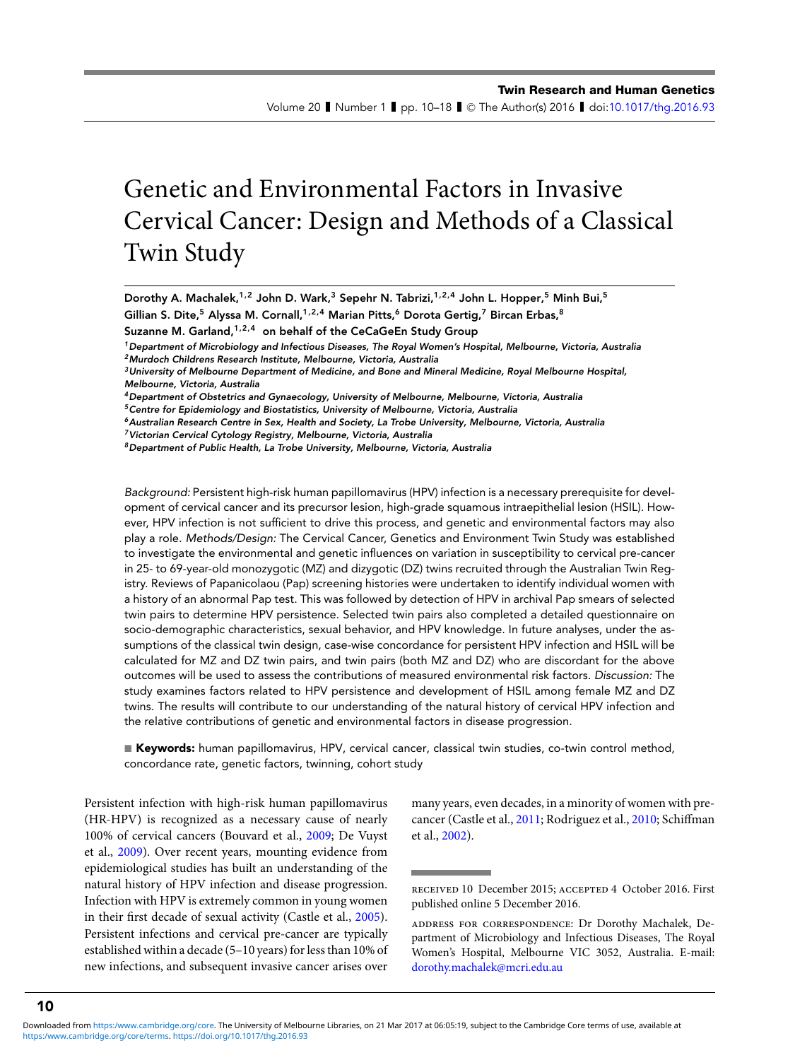# Genetic and Environmental Factors in Invasive Cervical Cancer: Design and Methods of a Classical Twin Study

**Dorothy A. Machalek,[1,2] John D. Wark,[3] Sepehr N. Tabrizi,[1,2,4] John L. Hopper,[5] Minh Bui,[5] Gillian S. Dite,[5] Alyssa M. Cornall,[1,2,4] Marian Pitts,[6] Dorota Gertig,[7] Bircan Erbas,[8] Suzanne M. Garland,[1,2,4] on behalf of the CeCaGeEn Study Group**

[1]*Department of Microbiology and Infectious Diseases, The Royal Women's Hospital, Melbourne, Victoria, Australia*
[2]*Murdoch Childrens Research Institute, Melbourne, Victoria, Australia*
[3]*University of Melbourne Department of Medicine, and Bone and Mineral Medicine, Royal Melbourne Hospital, Melbourne, Victoria, Australia*
[4]*Department of Obstetrics and Gynaecology, University of Melbourne, Melbourne, Victoria, Australia*
[5]*Centre for Epidemiology and Biostatistics, University of Melbourne, Victoria, Australia*
[6]*Australian Research Centre in Sex, Health and Society, La Trobe University, Melbourne, Victoria, Australia*
[7]*Victorian Cervical Cytology Registry, Melbourne, Victoria, Australia*
[8]*Department of Public Health, La Trobe University, Melbourne, Victoria, Australia*

*Background:* Persistent high-risk human papillomavirus (HPV) infection is a necessary prerequisite for development of cervical cancer and its precursor lesion, high-grade squamous intraepithelial lesion (HSIL). However, HPV infection is not sufficient to drive this process, and genetic and environmental factors may also play a role. *Methods/Design:* The Cervical Cancer, Genetics and Environment Twin Study was established to investigate the environmental and genetic influences on variation in susceptibility to cervical pre-cancer in 25- to 69-year-old monozygotic (MZ) and dizygotic (DZ) twins recruited through the Australian Twin Registry. Reviews of Papanicolaou (Pap) screening histories were undertaken to identify individual women with a history of an abnormal Pap test. This was followed by detection of HPV in archival Pap smears of selected twin pairs to determine HPV persistence. Selected twin pairs also completed a detailed questionnaire on socio-demographic characteristics, sexual behavior, and HPV knowledge. In future analyses, under the assumptions of the classical twin design, case-wise concordance for persistent HPV infection and HSIL will be calculated for MZ and DZ twin pairs, and twin pairs (both MZ and DZ) who are discordant for the above outcomes will be used to assess the contributions of measured environmental risk factors. *Discussion:* The study examines factors related to HPV persistence and development of HSIL among female MZ and DZ twins. The results will contribute to our understanding of the natural history of cervical HPV infection and the relative contributions of genetic and environmental factors in disease progression.

■ **Keywords:** human papillomavirus, HPV, cervical cancer, classical twin studies, co-twin control method, concordance rate, genetic factors, twinning, cohort study

Persistent infection with high-risk human papillomavirus (HR-HPV) is recognized as a necessary cause of nearly 100% of cervical cancers (Bouvard et al., 2009; De Vuyst et al., 2009). Over recent years, mounting evidence from epidemiological studies has built an understanding of the natural history of HPV infection and disease progression. Infection with HPV is extremely common in young women in their first decade of sexual activity (Castle et al., 2005). Persistent infections and cervical pre-cancer are typically established within a decade (5–10 years) for less than 10% of new infections, and subsequent invasive cancer arises over many years, even decades, in a minority of women with pre-cancer (Castle et al., 2011; Rodriguez et al., 2010; Schiffman et al., 2002).

RECEIVED 10 December 2015; ACCEPTED 4 October 2016. First published online 5 December 2016.

ADDRESS FOR CORRESPONDENCE: Dr Dorothy Machalek, Department of Microbiology and Infectious Diseases, The Royal Women's Hospital, Melbourne VIC 3052, Australia. E-mail: dorothy.machalek@mcri.edu.au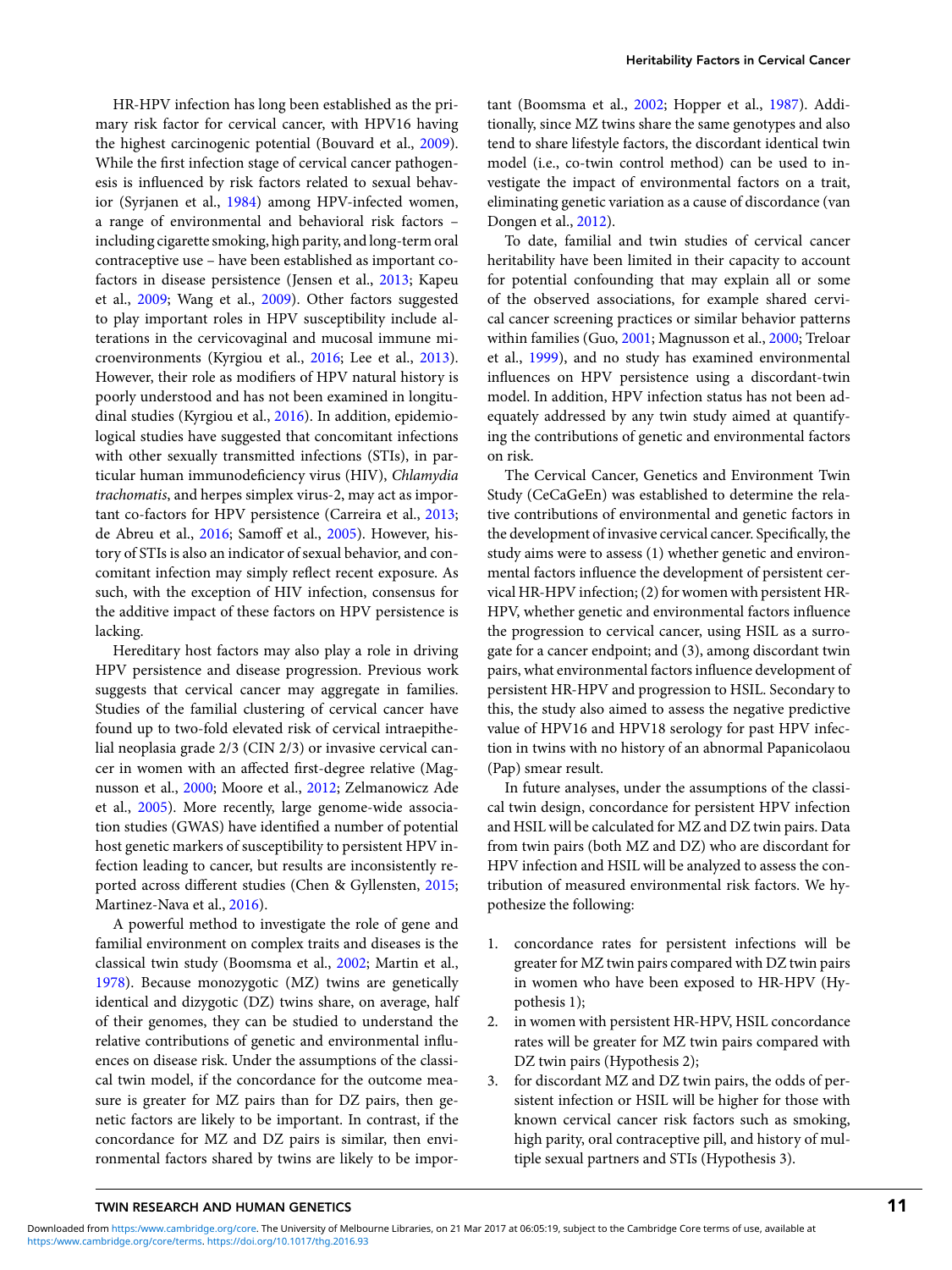HR-HPV infection has long been established as the primary risk factor for cervical cancer, with HPV16 having the highest carcinogenic potential (Bouvard et al., 2009). While the first infection stage of cervical cancer pathogenesis is influenced by risk factors related to sexual behavior (Syrjanen et al., 1984) among HPV-infected women, a range of environmental and behavioral risk factors – including cigarette smoking, high parity, and long-term oral contraceptive use – have been established as important cofactors in disease persistence (Jensen et al., 2013; Kapeu et al., 2009; Wang et al., 2009). Other factors suggested to play important roles in HPV susceptibility include alterations in the cervicovaginal and mucosal immune microenvironments (Kyrgiou et al., 2016; Lee et al., 2013). However, their role as modifiers of HPV natural history is poorly understood and has not been examined in longitudinal studies (Kyrgiou et al., 2016). In addition, epidemiological studies have suggested that concomitant infections with other sexually transmitted infections (STIs), in particular human immunodeficiency virus (HIV), *Chlamydia trachomatis*, and herpes simplex virus-2, may act as important co-factors for HPV persistence (Carreira et al., 2013; de Abreu et al., 2016; Samoff et al., 2005). However, history of STIs is also an indicator of sexual behavior, and concomitant infection may simply reflect recent exposure. As such, with the exception of HIV infection, consensus for the additive impact of these factors on HPV persistence is lacking.

Hereditary host factors may also play a role in driving HPV persistence and disease progression. Previous work suggests that cervical cancer may aggregate in families. Studies of the familial clustering of cervical cancer have found up to two-fold elevated risk of cervical intraepithelial neoplasia grade 2/3 (CIN 2/3) or invasive cervical cancer in women with an affected first-degree relative (Magnusson et al., 2000; Moore et al., 2012; Zelmanowicz Ade et al., 2005). More recently, large genome-wide association studies (GWAS) have identified a number of potential host genetic markers of susceptibility to persistent HPV infection leading to cancer, but results are inconsistently reported across different studies (Chen & Gyllensten, 2015; Martinez-Nava et al., 2016).

A powerful method to investigate the role of gene and familial environment on complex traits and diseases is the classical twin study (Boomsma et al., 2002; Martin et al., 1978). Because monozygotic (MZ) twins are genetically identical and dizygotic (DZ) twins share, on average, half of their genomes, they can be studied to understand the relative contributions of genetic and environmental influences on disease risk. Under the assumptions of the classical twin model, if the concordance for the outcome measure is greater for MZ pairs than for DZ pairs, then genetic factors are likely to be important. In contrast, if the concordance for MZ and DZ pairs is similar, then environmental factors shared by twins are likely to be important (Boomsma et al., 2002; Hopper et al., 1987). Additionally, since MZ twins share the same genotypes and also tend to share lifestyle factors, the discordant identical twin model (i.e., co-twin control method) can be used to investigate the impact of environmental factors on a trait, eliminating genetic variation as a cause of discordance (van Dongen et al., 2012).

To date, familial and twin studies of cervical cancer heritability have been limited in their capacity to account for potential confounding that may explain all or some of the observed associations, for example shared cervical cancer screening practices or similar behavior patterns within families (Guo, 2001; Magnusson et al., 2000; Treloar et al., 1999), and no study has examined environmental influences on HPV persistence using a discordant-twin model. In addition, HPV infection status has not been adequately addressed by any twin study aimed at quantifying the contributions of genetic and environmental factors on risk.

The Cervical Cancer, Genetics and Environment Twin Study (CeCaGeEn) was established to determine the relative contributions of environmental and genetic factors in the development of invasive cervical cancer. Specifically, the study aims were to assess (1) whether genetic and environmental factors influence the development of persistent cervical HR-HPV infection; (2) for women with persistent HR-HPV, whether genetic and environmental factors influence the progression to cervical cancer, using HSIL as a surrogate for a cancer endpoint; and (3), among discordant twin pairs, what environmental factors influence development of persistent HR-HPV and progression to HSIL. Secondary to this, the study also aimed to assess the negative predictive value of HPV16 and HPV18 serology for past HPV infection in twins with no history of an abnormal Papanicolaou (Pap) smear result.

In future analyses, under the assumptions of the classical twin design, concordance for persistent HPV infection and HSIL will be calculated for MZ and DZ twin pairs. Data from twin pairs (both MZ and DZ) who are discordant for HPV infection and HSIL will be analyzed to assess the contribution of measured environmental risk factors. We hypothesize the following:

1. concordance rates for persistent infections will be greater for MZ twin pairs compared with DZ twin pairs in women who have been exposed to HR-HPV (Hypothesis 1);
2. in women with persistent HR-HPV, HSIL concordance rates will be greater for MZ twin pairs compared with DZ twin pairs (Hypothesis 2);
3. for discordant MZ and DZ twin pairs, the odds of persistent infection or HSIL will be higher for those with known cervical cancer risk factors such as smoking, high parity, oral contraceptive pill, and history of multiple sexual partners and STIs (Hypothesis 3).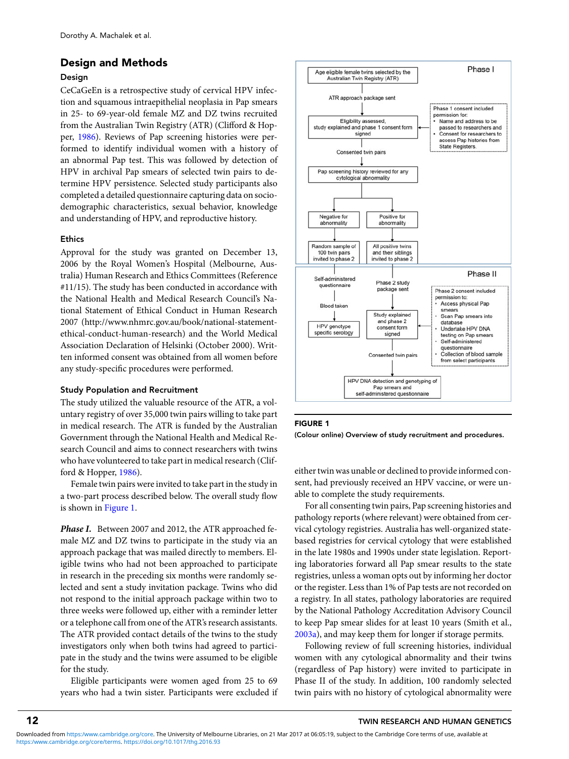## Design and Methods

### Design

CeCaGeEn is a retrospective study of cervical HPV infection and squamous intraepithelial neoplasia in Pap smears in 25- to 69-year-old female MZ and DZ twins recruited from the Australian Twin Registry (ATR) (Clifford & Hopper, 1986). Reviews of Pap screening histories were performed to identify individual women with a history of an abnormal Pap test. This was followed by detection of HPV in archival Pap smears of selected twin pairs to determine HPV persistence. Selected study participants also completed a detailed questionnaire capturing data on sociodemographic characteristics, sexual behavior, knowledge and understanding of HPV, and reproductive history.

### Ethics

Approval for the study was granted on December 13, 2006 by the Royal Women's Hospital (Melbourne, Australia) Human Research and Ethics Committees (Reference #11/15). The study has been conducted in accordance with the National Health and Medical Research Council's National Statement of Ethical Conduct in Human Research 2007 (http://www.nhmrc.gov.au/book/national-statement-ethical-conduct-human-research) and the World Medical Association Declaration of Helsinki (October 2000). Written informed consent was obtained from all women before any study-specific procedures were performed.

### Study Population and Recruitment

The study utilized the valuable resource of the ATR, a voluntary registry of over 35,000 twin pairs willing to take part in medical research. The ATR is funded by the Australian Government through the National Health and Medical Research Council and aims to connect researchers with twins who have volunteered to take part in medical research (Clifford & Hopper, 1986).

Female twin pairs were invited to take part in the study in a two-part process described below. The overall study flow is shown in Figure 1.

***Phase I.*** Between 2007 and 2012, the ATR approached female MZ and DZ twins to participate in the study via an approach package that was mailed directly to members. Eligible twins who had not been approached to participate in research in the preceding six months were randomly selected and sent a study invitation package. Twins who did not respond to the initial approach package within two to three weeks were followed up, either with a reminder letter or a telephone call from one of the ATR's research assistants. The ATR provided contact details of the twins to the study investigators only when both twins had agreed to participate in the study and the twins were assumed to be eligible for the study.

Eligible participants were women aged from 25 to 69 years who had a twin sister. Participants were excluded if either twin was unable or declined to provide informed consent, had previously received an HPV vaccine, or were unable to complete the study requirements.

For all consenting twin pairs, Pap screening histories and pathology reports (where relevant) were obtained from cervical cytology registries. Australia has well-organized state-based registries for cervical cytology that were established in the late 1980s and 1990s under state legislation. Reporting laboratories forward all Pap smear results to the state registries, unless a woman opts out by informing her doctor or the register. Less than 1% of Pap tests are not recorded on a registry. In all states, pathology laboratories are required by the National Pathology Accreditation Advisory Council to keep Pap smear slides for at least 10 years (Smith et al., 2003a), and may keep them for longer if storage permits.

Following review of full screening histories, individual women with any cytological abnormality and their twins (regardless of Pap history) were invited to participate in Phase II of the study. In addition, 100 randomly selected twin pairs with no history of cytological abnormality were

Phase I

Age eligible female twins selected by the Australian Twin Registry (ATR)

ATR approach package sent

Eligibility assessed, study explained and phase 1 consent form signed

Phase 1 consent included permission for:
- Name and address to be passed to researchers and
- Consent for researchers to access Pap histories from State Registers.

Consented twin pairs

Pap screening history reviewed for any cytological abnormality

Negative for abnormality

Positive for abnormality

Random sample of 100 twin pairs invited to phase 2

All positive twins and their siblings invited to phase 2

Phase II

Self-administered questionnaire

Blood taken

HPV genotype specific serology

Phase 2 study package sent

Study explained and phase 2 consent form signed

Phase 2 consent included permission to:
- Access physical Pap smears
- Scan Pap smears into database
- Undertake HPV DNA testing on Pap smears
- Self-administered questionnaire
- Collection of blood sample from select participants

Consented twin pairs

HPV DNA detection and genotyping of Pap smears and self-administered questionnaire

**FIGURE 1**
**(Colour online) Overview of study recruitment and procedures.**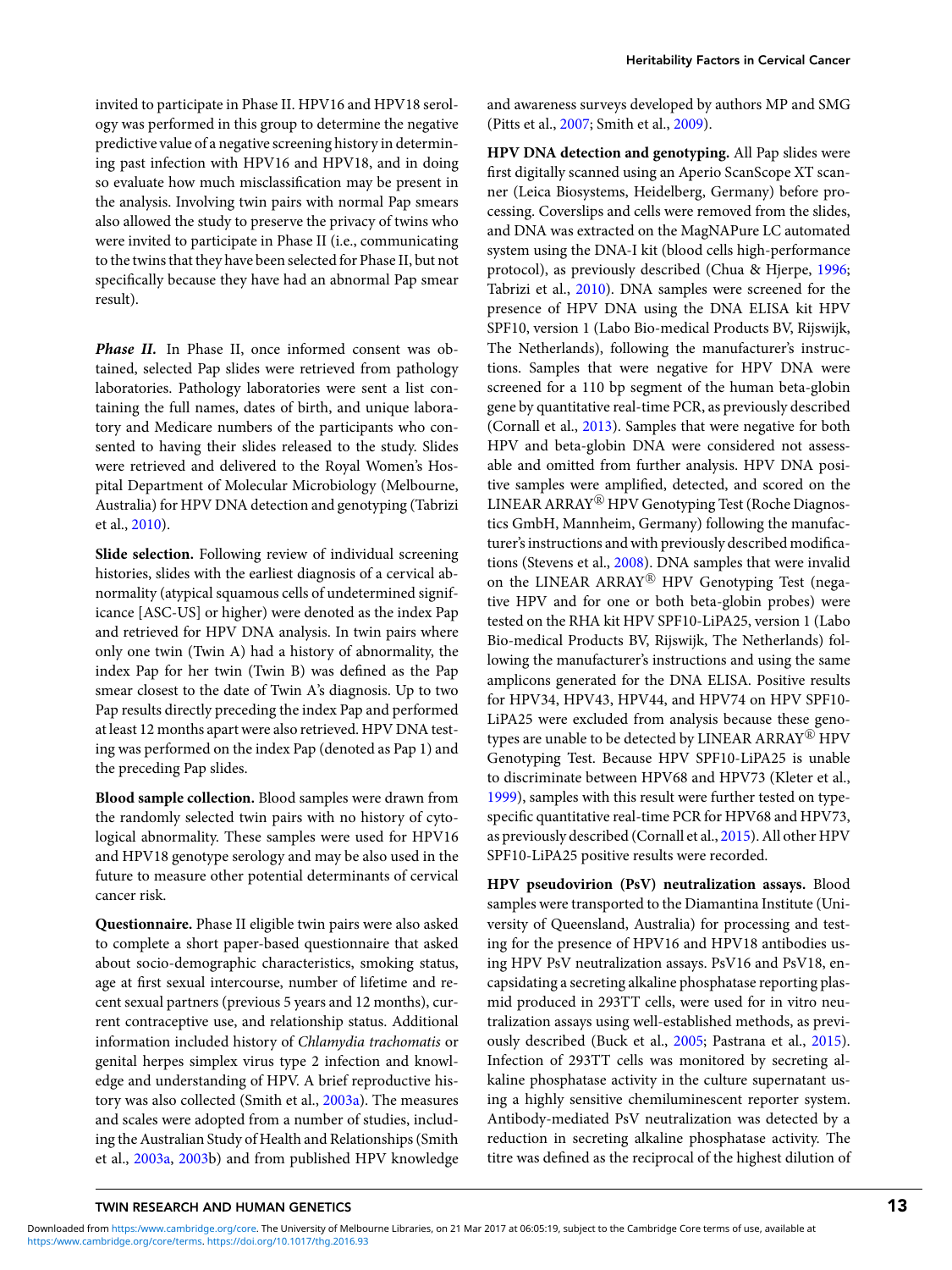invited to participate in Phase II. HPV16 and HPV18 serology was performed in this group to determine the negative predictive value of a negative screening history in determining past infection with HPV16 and HPV18, and in doing so evaluate how much misclassification may be present in the analysis. Involving twin pairs with normal Pap smears also allowed the study to preserve the privacy of twins who were invited to participate in Phase II (i.e., communicating to the twins that they have been selected for Phase II, but not specifically because they have had an abnormal Pap smear result).

***Phase II.*** In Phase II, once informed consent was obtained, selected Pap slides were retrieved from pathology laboratories. Pathology laboratories were sent a list containing the full names, dates of birth, and unique laboratory and Medicare numbers of the participants who consented to having their slides released to the study. Slides were retrieved and delivered to the Royal Women's Hospital Department of Molecular Microbiology (Melbourne, Australia) for HPV DNA detection and genotyping (Tabrizi et al., 2010).

**Slide selection.** Following review of individual screening histories, slides with the earliest diagnosis of a cervical abnormality (atypical squamous cells of undetermined significance [ASC-US] or higher) were denoted as the index Pap and retrieved for HPV DNA analysis. In twin pairs where only one twin (Twin A) had a history of abnormality, the index Pap for her twin (Twin B) was defined as the Pap smear closest to the date of Twin A's diagnosis. Up to two Pap results directly preceding the index Pap and performed at least 12 months apart were also retrieved. HPV DNA testing was performed on the index Pap (denoted as Pap 1) and the preceding Pap slides.

**Blood sample collection.** Blood samples were drawn from the randomly selected twin pairs with no history of cytological abnormality. These samples were used for HPV16 and HPV18 genotype serology and may be also used in the future to measure other potential determinants of cervical cancer risk.

**Questionnaire.** Phase II eligible twin pairs were also asked to complete a short paper-based questionnaire that asked about socio-demographic characteristics, smoking status, age at first sexual intercourse, number of lifetime and recent sexual partners (previous 5 years and 12 months), current contraceptive use, and relationship status. Additional information included history of *Chlamydia trachomatis* or genital herpes simplex virus type 2 infection and knowledge and understanding of HPV. A brief reproductive history was also collected (Smith et al., 2003a). The measures and scales were adopted from a number of studies, including the Australian Study of Health and Relationships (Smith et al., 2003a, 2003b) and from published HPV knowledge and awareness surveys developed by authors MP and SMG (Pitts et al., 2007; Smith et al., 2009).

**HPV DNA detection and genotyping.** All Pap slides were first digitally scanned using an Aperio ScanScope XT scanner (Leica Biosystems, Heidelberg, Germany) before processing. Coverslips and cells were removed from the slides, and DNA was extracted on the MagNAPure LC automated system using the DNA-I kit (blood cells high-performance protocol), as previously described (Chua & Hjerpe, 1996; Tabrizi et al., 2010). DNA samples were screened for the presence of HPV DNA using the DNA ELISA kit HPV SPF10, version 1 (Labo Bio-medical Products BV, Rijswijk, The Netherlands), following the manufacturer's instructions. Samples that were negative for HPV DNA were screened for a 110 bp segment of the human beta-globin gene by quantitative real-time PCR, as previously described (Cornall et al., 2013). Samples that were negative for both HPV and beta-globin DNA were considered not assessable and omitted from further analysis. HPV DNA positive samples were amplified, detected, and scored on the LINEAR ARRAY® HPV Genotyping Test (Roche Diagnostics GmbH, Mannheim, Germany) following the manufacturer's instructions and with previously described modifications (Stevens et al., 2008). DNA samples that were invalid on the LINEAR ARRAY® HPV Genotyping Test (negative HPV and for one or both beta-globin probes) were tested on the RHA kit HPV SPF10-LiPA25, version 1 (Labo Bio-medical Products BV, Rijswijk, The Netherlands) following the manufacturer's instructions and using the same amplicons generated for the DNA ELISA. Positive results for HPV34, HPV43, HPV44, and HPV74 on HPV SPF10-LiPA25 were excluded from analysis because these genotypes are unable to be detected by LINEAR ARRAY® HPV Genotyping Test. Because HPV SPF10-LiPA25 is unable to discriminate between HPV68 and HPV73 (Kleter et al., 1999), samples with this result were further tested on type-specific quantitative real-time PCR for HPV68 and HPV73, as previously described (Cornall et al., 2015). All other HPV SPF10-LiPA25 positive results were recorded.

**HPV pseudovirion (PsV) neutralization assays.** Blood samples were transported to the Diamantina Institute (University of Queensland, Australia) for processing and testing for the presence of HPV16 and HPV18 antibodies using HPV PsV neutralization assays. PsV16 and PsV18, encapsidating a secreting alkaline phosphatase reporting plasmid produced in 293TT cells, were used for in vitro neutralization assays using well-established methods, as previously described (Buck et al., 2005; Pastrana et al., 2015). Infection of 293TT cells was monitored by secreting alkaline phosphatase activity in the culture supernatant using a highly sensitive chemiluminescent reporter system. Antibody-mediated PsV neutralization was detected by a reduction in secreting alkaline phosphatase activity. The titre was defined as the reciprocal of the highest dilution of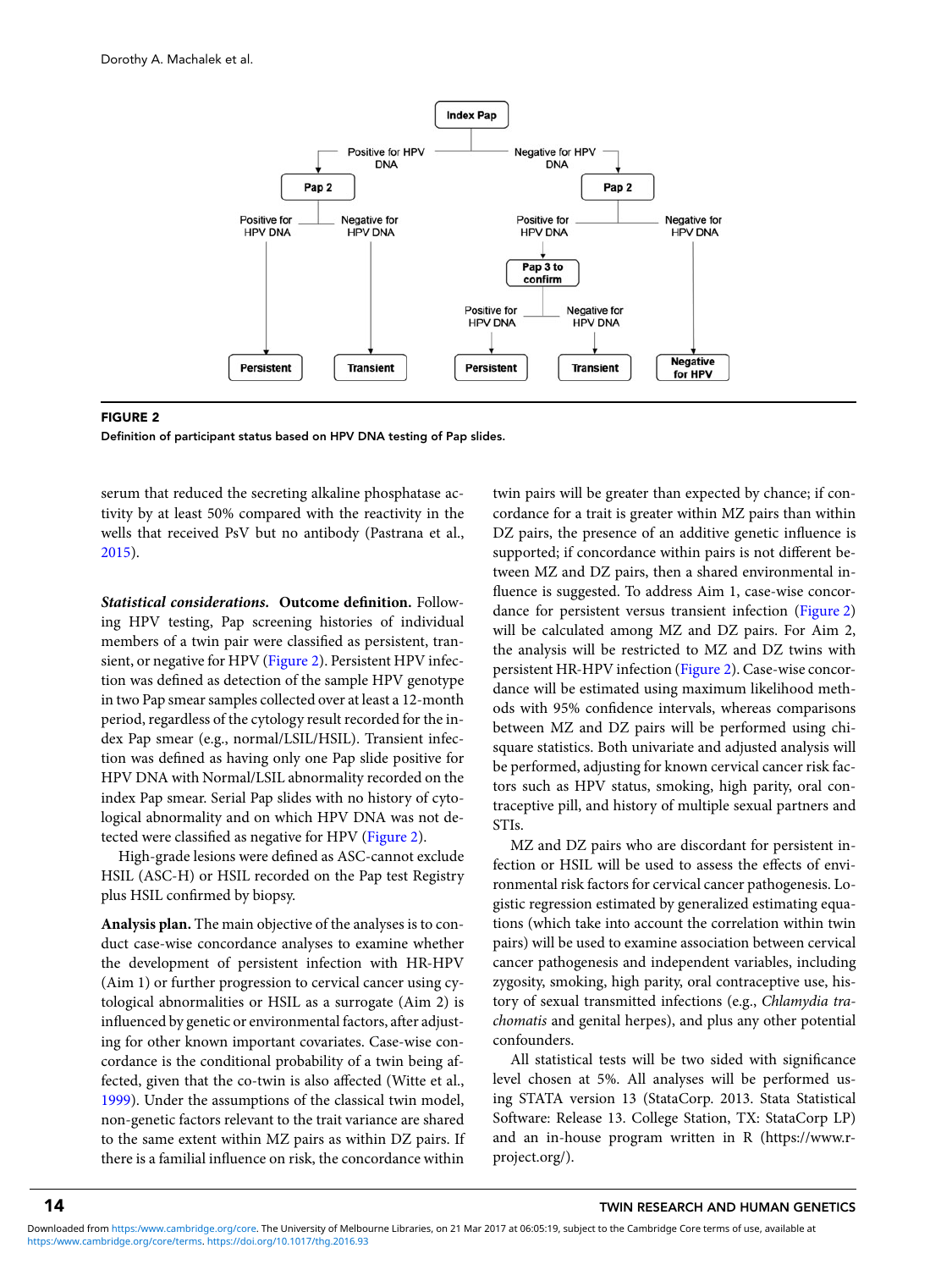FIGURE 2

Definition of participant status based on HPV DNA testing of Pap slides.

serum that reduced the secreting alkaline phosphatase activity by at least 50% compared with the reactivity in the wells that received PsV but no antibody (Pastrana et al., 2015).

***Statistical considerations.*** **Outcome definition.** Following HPV testing, Pap screening histories of individual members of a twin pair were classified as persistent, transient, or negative for HPV (Figure 2). Persistent HPV infection was defined as detection of the sample HPV genotype in two Pap smear samples collected over at least a 12-month period, regardless of the cytology result recorded for the index Pap smear (e.g., normal/LSIL/HSIL). Transient infection was defined as having only one Pap slide positive for HPV DNA with Normal/LSIL abnormality recorded on the index Pap smear. Serial Pap slides with no history of cytological abnormality and on which HPV DNA was not detected were classified as negative for HPV (Figure 2).

High-grade lesions were defined as ASC-cannot exclude HSIL (ASC-H) or HSIL recorded on the Pap test Registry plus HSIL confirmed by biopsy.

**Analysis plan.** The main objective of the analyses is to conduct case-wise concordance analyses to examine whether the development of persistent infection with HR-HPV (Aim 1) or further progression to cervical cancer using cytological abnormalities or HSIL as a surrogate (Aim 2) is influenced by genetic or environmental factors, after adjusting for other known important covariates. Case-wise concordance is the conditional probability of a twin being affected, given that the co-twin is also affected (Witte et al., 1999). Under the assumptions of the classical twin model, non-genetic factors relevant to the trait variance are shared to the same extent within MZ pairs as within DZ pairs. If there is a familial influence on risk, the concordance within twin pairs will be greater than expected by chance; if concordance for a trait is greater within MZ pairs than within DZ pairs, the presence of an additive genetic influence is supported; if concordance within pairs is not different between MZ and DZ pairs, then a shared environmental influence is suggested. To address Aim 1, case-wise concordance for persistent versus transient infection (Figure 2) will be calculated among MZ and DZ pairs. For Aim 2, the analysis will be restricted to MZ and DZ twins with persistent HR-HPV infection (Figure 2). Case-wise concordance will be estimated using maximum likelihood methods with 95% confidence intervals, whereas comparisons between MZ and DZ pairs will be performed using chi-square statistics. Both univariate and adjusted analysis will be performed, adjusting for known cervical cancer risk factors such as HPV status, smoking, high parity, oral contraceptive pill, and history of multiple sexual partners and STIs.

MZ and DZ pairs who are discordant for persistent infection or HSIL will be used to assess the effects of environmental risk factors for cervical cancer pathogenesis. Logistic regression estimated by generalized estimating equations (which take into account the correlation within twin pairs) will be used to examine association between cervical cancer pathogenesis and independent variables, including zygosity, smoking, high parity, oral contraceptive use, history of sexual transmitted infections (e.g., *Chlamydia trachomatis* and genital herpes), and plus any other potential confounders.

All statistical tests will be two sided with significance level chosen at 5%. All analyses will be performed using STATA version 13 (StataCorp. 2013. Stata Statistical Software: Release 13. College Station, TX: StataCorp LP) and an in-house program written in R (https://www.r-project.org/).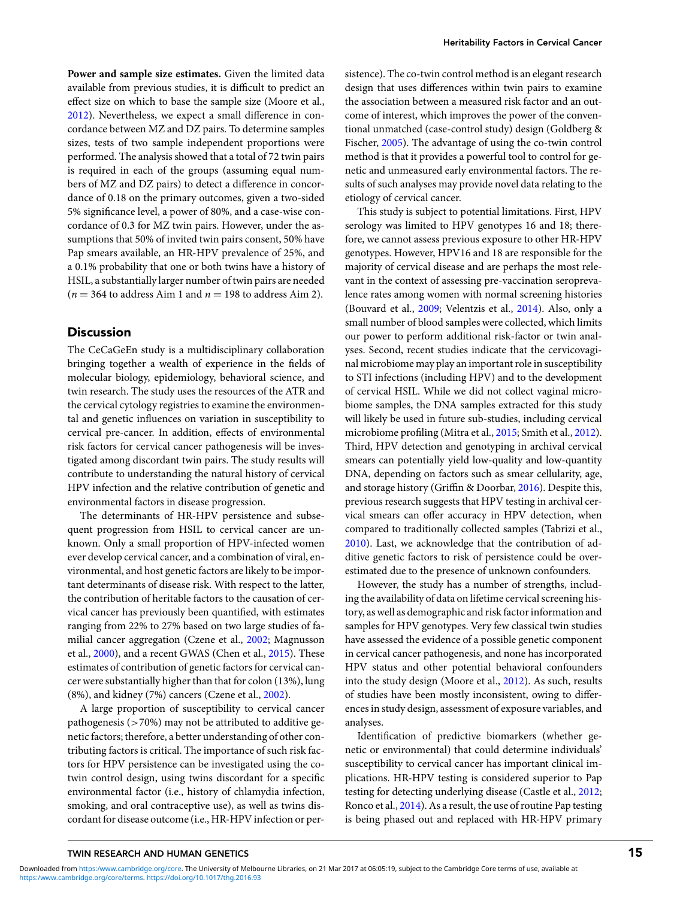**Power and sample size estimates.** Given the limited data available from previous studies, it is difficult to predict an effect size on which to base the sample size (Moore et al., 2012). Nevertheless, we expect a small difference in concordance between MZ and DZ pairs. To determine samples sizes, tests of two sample independent proportions were performed. The analysis showed that a total of 72 twin pairs is required in each of the groups (assuming equal numbers of MZ and DZ pairs) to detect a difference in concordance of 0.18 on the primary outcomes, given a two-sided 5% significance level, a power of 80%, and a case-wise concordance of 0.3 for MZ twin pairs. However, under the assumptions that 50% of invited twin pairs consent, 50% have Pap smears available, an HR-HPV prevalence of 25%, and a 0.1% probability that one or both twins have a history of HSIL, a substantially larger number of twin pairs are needed ($n = 364$ to address Aim 1 and $n = 198$ to address Aim 2).

## Discussion

The CeCaGeEn study is a multidisciplinary collaboration bringing together a wealth of experience in the fields of molecular biology, epidemiology, behavioral science, and twin research. The study uses the resources of the ATR and the cervical cytology registries to examine the environmental and genetic influences on variation in susceptibility to cervical pre-cancer. In addition, effects of environmental risk factors for cervical cancer pathogenesis will be investigated among discordant twin pairs. The study results will contribute to understanding the natural history of cervical HPV infection and the relative contribution of genetic and environmental factors in disease progression.

The determinants of HR-HPV persistence and subsequent progression from HSIL to cervical cancer are unknown. Only a small proportion of HPV-infected women ever develop cervical cancer, and a combination of viral, environmental, and host genetic factors are likely to be important determinants of disease risk. With respect to the latter, the contribution of heritable factors to the causation of cervical cancer has previously been quantified, with estimates ranging from 22% to 27% based on two large studies of familial cancer aggregation (Czene et al., 2002; Magnusson et al., 2000), and a recent GWAS (Chen et al., 2015). These estimates of contribution of genetic factors for cervical cancer were substantially higher than that for colon (13%), lung (8%), and kidney (7%) cancers (Czene et al., 2002).

A large proportion of susceptibility to cervical cancer pathogenesis (>70%) may not be attributed to additive genetic factors; therefore, a better understanding of other contributing factors is critical. The importance of such risk factors for HPV persistence can be investigated using the co-twin control design, using twins discordant for a specific environmental factor (i.e., history of chlamydia infection, smoking, and oral contraceptive use), as well as twins discordant for disease outcome (i.e., HR-HPV infection or persistence). The co-twin control method is an elegant research design that uses differences within twin pairs to examine the association between a measured risk factor and an outcome of interest, which improves the power of the conventional unmatched (case-control study) design (Goldberg & Fischer, 2005). The advantage of using the co-twin control method is that it provides a powerful tool to control for genetic and unmeasured early environmental factors. The results of such analyses may provide novel data relating to the etiology of cervical cancer.

This study is subject to potential limitations. First, HPV serology was limited to HPV genotypes 16 and 18; therefore, we cannot assess previous exposure to other HR-HPV genotypes. However, HPV16 and 18 are responsible for the majority of cervical disease and are perhaps the most relevant in the context of assessing pre-vaccination seroprevalence rates among women with normal screening histories (Bouvard et al., 2009; Velentzis et al., 2014). Also, only a small number of blood samples were collected, which limits our power to perform additional risk-factor or twin analyses. Second, recent studies indicate that the cervicovaginal microbiome may play an important role in susceptibility to STI infections (including HPV) and to the development of cervical HSIL. While we did not collect vaginal microbiome samples, the DNA samples extracted for this study will likely be used in future sub-studies, including cervical microbiome profiling (Mitra et al., 2015; Smith et al., 2012). Third, HPV detection and genotyping in archival cervical smears can potentially yield low-quality and low-quantity DNA, depending on factors such as smear cellularity, age, and storage history (Griffin & Doorbar, 2016). Despite this, previous research suggests that HPV testing in archival cervical smears can offer accuracy in HPV detection, when compared to traditionally collected samples (Tabrizi et al., 2010). Last, we acknowledge that the contribution of additive genetic factors to risk of persistence could be overestimated due to the presence of unknown confounders.

However, the study has a number of strengths, including the availability of data on lifetime cervical screening history, as well as demographic and risk factor information and samples for HPV genotypes. Very few classical twin studies have assessed the evidence of a possible genetic component in cervical cancer pathogenesis, and none has incorporated HPV status and other potential behavioral confounders into the study design (Moore et al., 2012). As such, results of studies have been mostly inconsistent, owing to differences in study design, assessment of exposure variables, and analyses.

Identification of predictive biomarkers (whether genetic or environmental) that could determine individuals' susceptibility to cervical cancer has important clinical implications. HR-HPV testing is considered superior to Pap testing for detecting underlying disease (Castle et al., 2012; Ronco et al., 2014). As a result, the use of routine Pap testing is being phased out and replaced with HR-HPV primary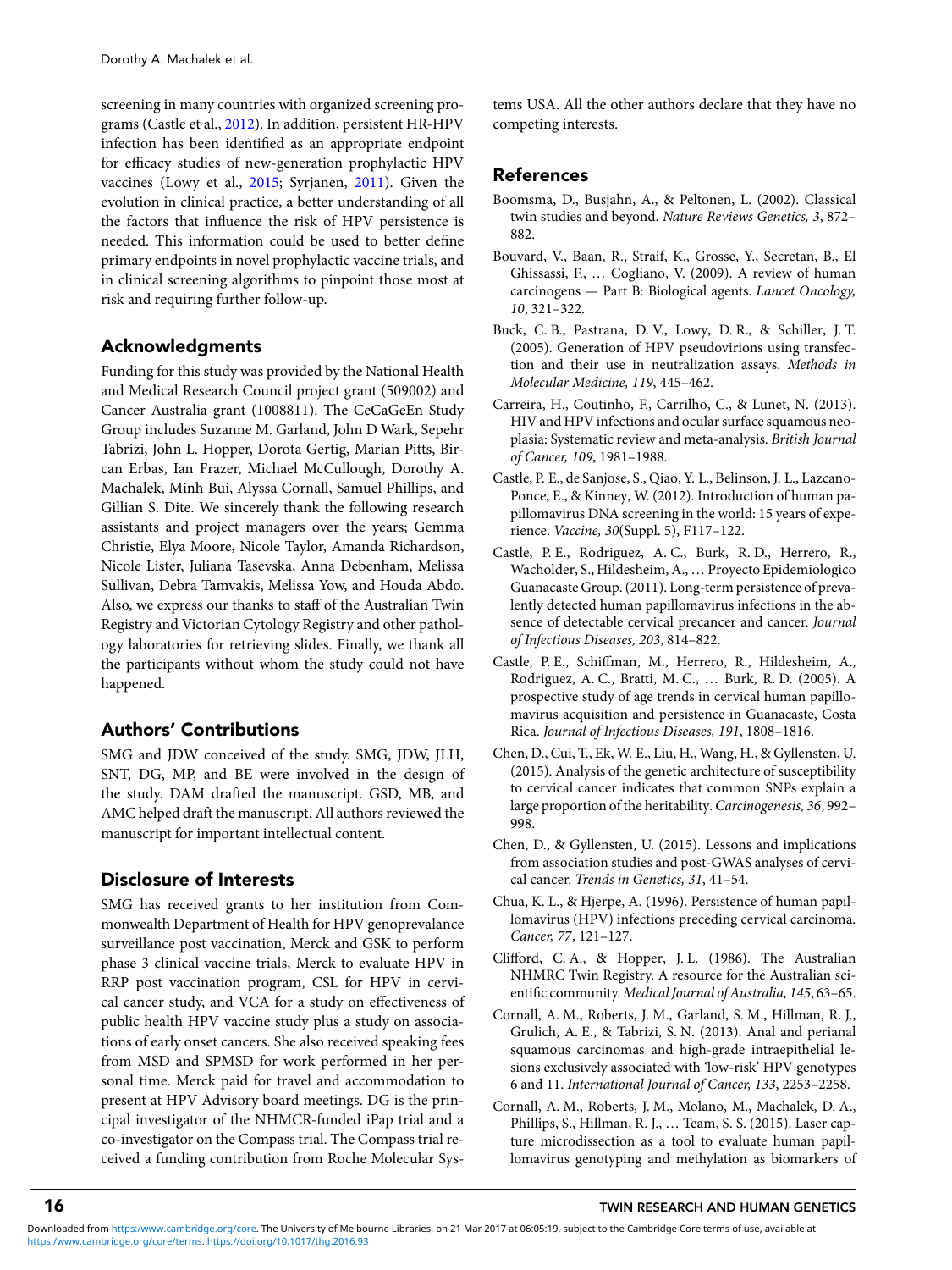screening in many countries with organized screening programs (Castle et al., 2012). In addition, persistent HR-HPV infection has been identified as an appropriate endpoint for efficacy studies of new-generation prophylactic HPV vaccines (Lowy et al., 2015; Syrjanen, 2011). Given the evolution in clinical practice, a better understanding of all the factors that influence the risk of HPV persistence is needed. This information could be used to better define primary endpoints in novel prophylactic vaccine trials, and in clinical screening algorithms to pinpoint those most at risk and requiring further follow-up.

## Acknowledgments

Funding for this study was provided by the National Health and Medical Research Council project grant (509002) and Cancer Australia grant (1008811). The CeCaGeEn Study Group includes Suzanne M. Garland, John D Wark, Sepehr Tabrizi, John L. Hopper, Dorota Gertig, Marian Pitts, Bircan Erbas, Ian Frazer, Michael McCullough, Dorothy A. Machalek, Minh Bui, Alyssa Cornall, Samuel Phillips, and Gillian S. Dite. We sincerely thank the following research assistants and project managers over the years; Gemma Christie, Elya Moore, Nicole Taylor, Amanda Richardson, Nicole Lister, Juliana Tasevska, Anna Debenham, Melissa Sullivan, Debra Tamvakis, Melissa Yow, and Houda Abdo. Also, we express our thanks to staff of the Australian Twin Registry and Victorian Cytology Registry and other pathology laboratories for retrieving slides. Finally, we thank all the participants without whom the study could not have happened.

## Authors' Contributions

SMG and JDW conceived of the study. SMG, JDW, JLH, SNT, DG, MP, and BE were involved in the design of the study. DAM drafted the manuscript. GSD, MB, and AMC helped draft the manuscript. All authors reviewed the manuscript for important intellectual content.

## Disclosure of Interests

SMG has received grants to her institution from Commonwealth Department of Health for HPV genoprevalance surveillance post vaccination, Merck and GSK to perform phase 3 clinical vaccine trials, Merck to evaluate HPV in RRP post vaccination program, CSL for HPV in cervical cancer study, and VCA for a study on effectiveness of public health HPV vaccine study plus a study on associations of early onset cancers. She also received speaking fees from MSD and SPMSD for work performed in her personal time. Merck paid for travel and accommodation to present at HPV Advisory board meetings. DG is the principal investigator of the NHMCR-funded iPap trial and a co-investigator on the Compass trial. The Compass trial received a funding contribution from Roche Molecular Systems USA. All the other authors declare that they have no competing interests.

## References

Boomsma, D., Busjahn, A., & Peltonen, L. (2002). Classical twin studies and beyond. *Nature Reviews Genetics, 3*, 872–882.

Bouvard, V., Baan, R., Straif, K., Grosse, Y., Secretan, B., El Ghissassi, F., … Cogliano, V. (2009). A review of human carcinogens — Part B: Biological agents. *Lancet Oncology, 10*, 321–322.

Buck, C. B., Pastrana, D. V., Lowy, D. R., & Schiller, J. T. (2005). Generation of HPV pseudovirions using transfection and their use in neutralization assays. *Methods in Molecular Medicine, 119*, 445–462.

Carreira, H., Coutinho, F., Carrilho, C., & Lunet, N. (2013). HIV and HPV infections and ocular surface squamous neoplasia: Systematic review and meta-analysis. *British Journal of Cancer, 109*, 1981–1988.

Castle, P. E., de Sanjose, S., Qiao, Y. L., Belinson, J. L., Lazcano-Ponce, E., & Kinney, W. (2012). Introduction of human papillomavirus DNA screening in the world: 15 years of experience. *Vaccine, 30*(Suppl. 5), F117–122.

Castle, P. E., Rodriguez, A. C., Burk, R. D., Herrero, R., Wacholder, S., Hildesheim, A., … Proyecto Epidemiologico Guanacaste Group. (2011). Long-term persistence of prevalently detected human papillomavirus infections in the absence of detectable cervical precancer and cancer. *Journal of Infectious Diseases, 203*, 814–822.

Castle, P. E., Schiffman, M., Herrero, R., Hildesheim, A., Rodriguez, A. C., Bratti, M. C., … Burk, R. D. (2005). A prospective study of age trends in cervical human papillomavirus acquisition and persistence in Guanacaste, Costa Rica. *Journal of Infectious Diseases, 191*, 1808–1816.

Chen, D., Cui, T., Ek, W. E., Liu, H., Wang, H., & Gyllensten, U. (2015). Analysis of the genetic architecture of susceptibility to cervical cancer indicates that common SNPs explain a large proportion of the heritability. *Carcinogenesis, 36*, 992–998.

Chen, D., & Gyllensten, U. (2015). Lessons and implications from association studies and post-GWAS analyses of cervical cancer. *Trends in Genetics, 31*, 41–54.

Chua, K. L., & Hjerpe, A. (1996). Persistence of human papillomavirus (HPV) infections preceding cervical carcinoma. *Cancer, 77*, 121–127.

Clifford, C. A., & Hopper, J. L. (1986). The Australian NHMRC Twin Registry. A resource for the Australian scientific community. *Medical Journal of Australia, 145*, 63–65.

Cornall, A. M., Roberts, J. M., Garland, S. M., Hillman, R. J., Grulich, A. E., & Tabrizi, S. N. (2013). Anal and perianal squamous carcinomas and high-grade intraepithelial lesions exclusively associated with 'low-risk' HPV genotypes 6 and 11. *International Journal of Cancer, 133*, 2253–2258.

Cornall, A. M., Roberts, J. M., Molano, M., Machalek, D. A., Phillips, S., Hillman, R. J., … Team, S. S. (2015). Laser capture microdissection as a tool to evaluate human papillomavirus genotyping and methylation as biomarkers of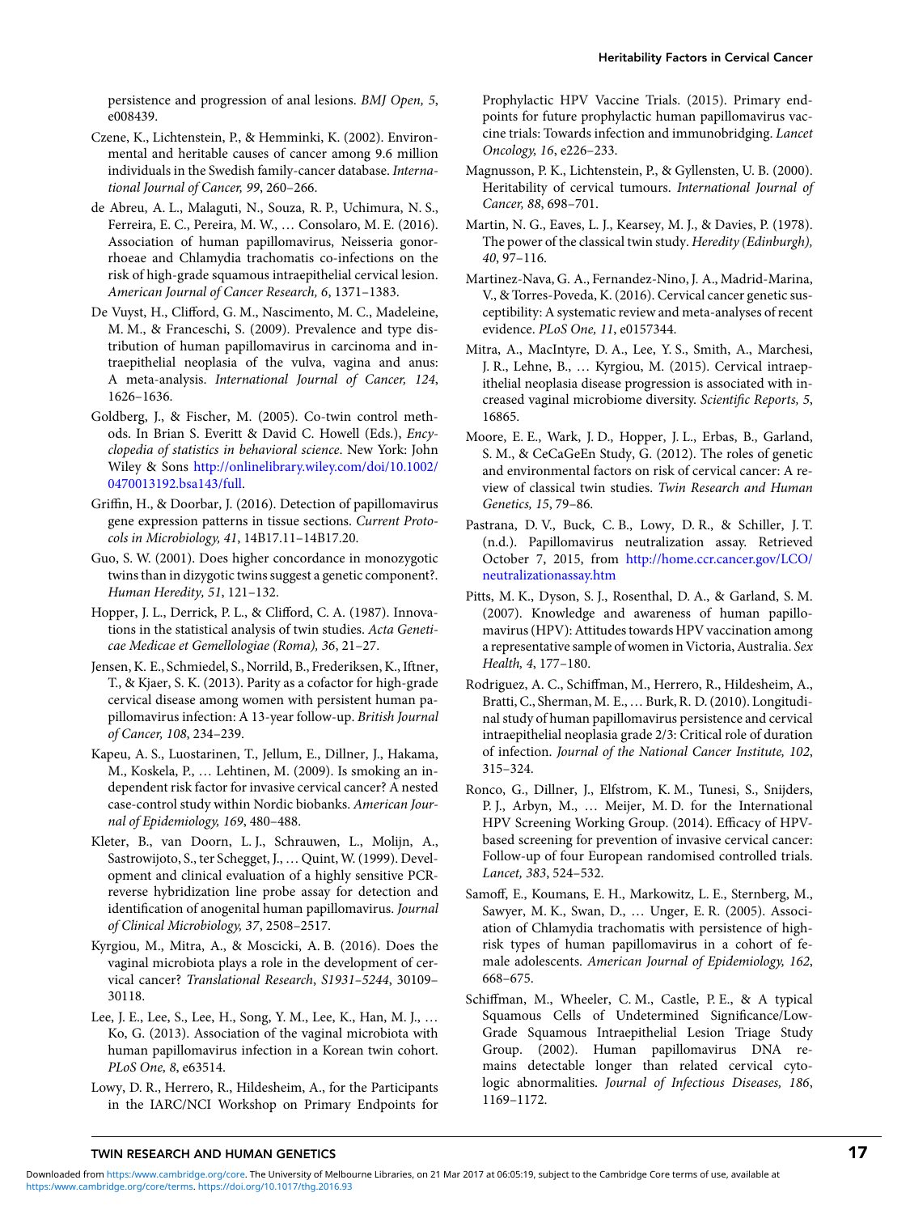persistence and progression of anal lesions. *BMJ Open, 5*, e008439.

Czene, K., Lichtenstein, P., & Hemminki, K. (2002). Environmental and heritable causes of cancer among 9.6 million individuals in the Swedish family-cancer database. *International Journal of Cancer, 99*, 260–266.

de Abreu, A. L., Malaguti, N., Souza, R. P., Uchimura, N. S., Ferreira, E. C., Pereira, M. W., … Consolaro, M. E. (2016). Association of human papillomavirus, Neisseria gonorrhoeae and Chlamydia trachomatis co-infections on the risk of high-grade squamous intraepithelial cervical lesion. *American Journal of Cancer Research, 6*, 1371–1383.

De Vuyst, H., Clifford, G. M., Nascimento, M. C., Madeleine, M. M., & Franceschi, S. (2009). Prevalence and type distribution of human papillomavirus in carcinoma and intraepithelial neoplasia of the vulva, vagina and anus: A meta-analysis. *International Journal of Cancer, 124*, 1626–1636.

Goldberg, J., & Fischer, M. (2005). Co-twin control methods. In Brian S. Everitt & David C. Howell (Eds.), *Encyclopedia of statistics in behavioral science*. New York: John Wiley & Sons http://onlinelibrary.wiley.com/doi/10.1002/0470013192.bsa143/full.

Griffin, H., & Doorbar, J. (2016). Detection of papillomavirus gene expression patterns in tissue sections. *Current Protocols in Microbiology, 41*, 14B17.11–14B17.20.

Guo, S. W. (2001). Does higher concordance in monozygotic twins than in dizygotic twins suggest a genetic component?. *Human Heredity, 51*, 121–132.

Hopper, J. L., Derrick, P. L., & Clifford, C. A. (1987). Innovations in the statistical analysis of twin studies. *Acta Geneticae Medicae et Gemellologiae (Roma), 36*, 21–27.

Jensen, K. E., Schmiedel, S., Norrild, B., Frederiksen, K., Iftner, T., & Kjaer, S. K. (2013). Parity as a cofactor for high-grade cervical disease among women with persistent human papillomavirus infection: A 13-year follow-up. *British Journal of Cancer, 108*, 234–239.

Kapeu, A. S., Luostarinen, T., Jellum, E., Dillner, J., Hakama, M., Koskela, P., … Lehtinen, M. (2009). Is smoking an independent risk factor for invasive cervical cancer? A nested case-control study within Nordic biobanks. *American Journal of Epidemiology, 169*, 480–488.

Kleter, B., van Doorn, L. J., Schrauwen, L., Molijn, A., Sastrowijoto, S., ter Schegget, J., … Quint, W. (1999). Development and clinical evaluation of a highly sensitive PCR-reverse hybridization line probe assay for detection and identification of anogenital human papillomavirus. *Journal of Clinical Microbiology, 37*, 2508–2517.

Kyrgiou, M., Mitra, A., & Moscicki, A. B. (2016). Does the vaginal microbiota plays a role in the development of cervical cancer? *Translational Research*, *S1931–5244*, 30109–30118.

Lee, J. E., Lee, S., Lee, H., Song, Y. M., Lee, K., Han, M. J., … Ko, G. (2013). Association of the vaginal microbiota with human papillomavirus infection in a Korean twin cohort. *PLoS One, 8*, e63514.

Lowy, D. R., Herrero, R., Hildesheim, A., for the Participants in the IARC/NCI Workshop on Primary Endpoints for Prophylactic HPV Vaccine Trials. (2015). Primary endpoints for future prophylactic human papillomavirus vaccine trials: Towards infection and immunobridging. *Lancet Oncology, 16*, e226–233.

Magnusson, P. K., Lichtenstein, P., & Gyllensten, U. B. (2000). Heritability of cervical tumours. *International Journal of Cancer, 88*, 698–701.

Martin, N. G., Eaves, L. J., Kearsey, M. J., & Davies, P. (1978). The power of the classical twin study. *Heredity (Edinburgh), 40*, 97–116.

Martinez-Nava, G. A., Fernandez-Nino, J. A., Madrid-Marina, V., & Torres-Poveda, K. (2016). Cervical cancer genetic susceptibility: A systematic review and meta-analyses of recent evidence. *PLoS One, 11*, e0157344.

Mitra, A., MacIntyre, D. A., Lee, Y. S., Smith, A., Marchesi, J. R., Lehne, B., … Kyrgiou, M. (2015). Cervical intraepithelial neoplasia disease progression is associated with increased vaginal microbiome diversity. *Scientific Reports, 5*, 16865.

Moore, E. E., Wark, J. D., Hopper, J. L., Erbas, B., Garland, S. M., & CeCaGeEn Study, G. (2012). The roles of genetic and environmental factors on risk of cervical cancer: A review of classical twin studies. *Twin Research and Human Genetics, 15*, 79–86.

Pastrana, D. V., Buck, C. B., Lowy, D. R., & Schiller, J. T. (n.d.). Papillomavirus neutralization assay. Retrieved October 7, 2015, from http://home.ccr.cancer.gov/LCO/neutralizationassay.htm

Pitts, M. K., Dyson, S. J., Rosenthal, D. A., & Garland, S. M. (2007). Knowledge and awareness of human papillomavirus (HPV): Attitudes towards HPV vaccination among a representative sample of women in Victoria, Australia. *Sex Health, 4*, 177–180.

Rodriguez, A. C., Schiffman, M., Herrero, R., Hildesheim, A., Bratti, C., Sherman, M. E., … Burk, R. D. (2010). Longitudinal study of human papillomavirus persistence and cervical intraepithelial neoplasia grade 2/3: Critical role of duration of infection. *Journal of the National Cancer Institute, 102*, 315–324.

Ronco, G., Dillner, J., Elfstrom, K. M., Tunesi, S., Snijders, P. J., Arbyn, M., … Meijer, M. D. for the International HPV Screening Working Group. (2014). Efficacy of HPV-based screening for prevention of invasive cervical cancer: Follow-up of four European randomised controlled trials. *Lancet, 383*, 524–532.

Samoff, E., Koumans, E. H., Markowitz, L. E., Sternberg, M., Sawyer, M. K., Swan, D., … Unger, E. R. (2005). Association of Chlamydia trachomatis with persistence of high-risk types of human papillomavirus in a cohort of female adolescents. *American Journal of Epidemiology, 162*, 668–675.

Schiffman, M., Wheeler, C. M., Castle, P. E., & A typical Squamous Cells of Undetermined Significance/Low-Grade Squamous Intraepithelial Lesion Triage Study Group. (2002). Human papillomavirus DNA remains detectable longer than related cervical cytologic abnormalities. *Journal of Infectious Diseases, 186*, 1169–1172.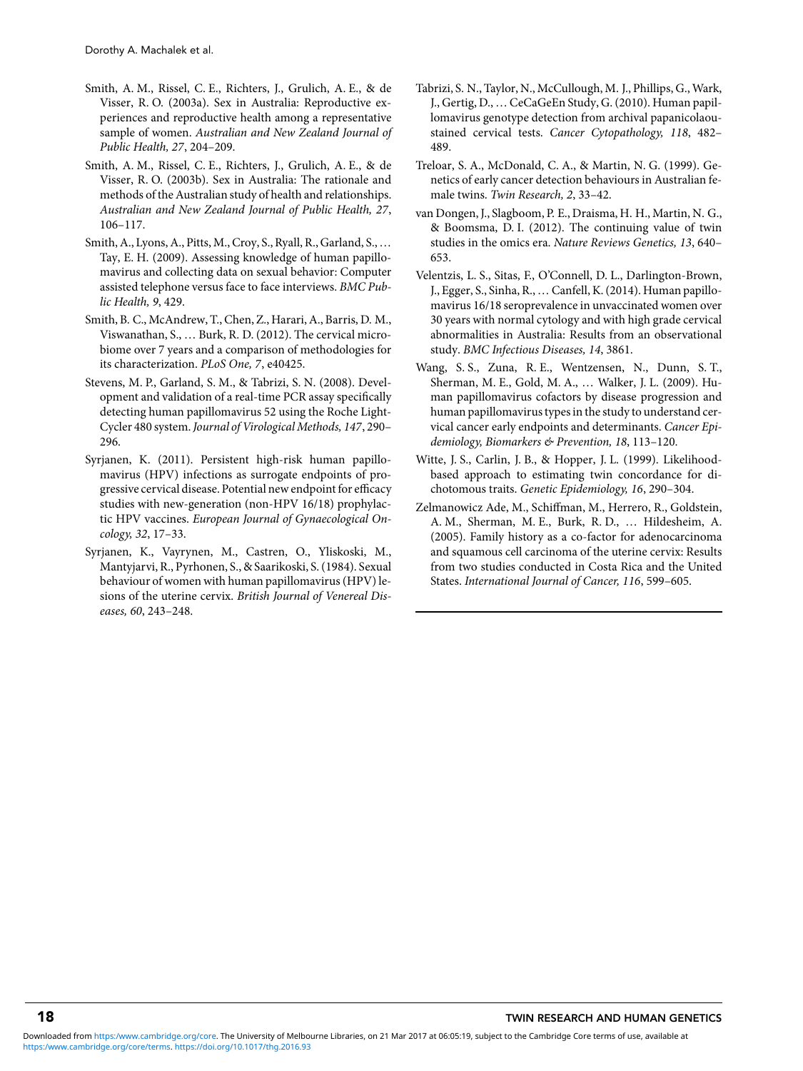Smith, A. M., Rissel, C. E., Richters, J., Grulich, A. E., & de Visser, R. O. (2003a). Sex in Australia: Reproductive experiences and reproductive health among a representative sample of women. *Australian and New Zealand Journal of Public Health, 27*, 204–209.

Smith, A. M., Rissel, C. E., Richters, J., Grulich, A. E., & de Visser, R. O. (2003b). Sex in Australia: The rationale and methods of the Australian study of health and relationships. *Australian and New Zealand Journal of Public Health, 27*, 106–117.

Smith, A., Lyons, A., Pitts, M., Croy, S., Ryall, R., Garland, S., … Tay, E. H. (2009). Assessing knowledge of human papillomavirus and collecting data on sexual behavior: Computer assisted telephone versus face to face interviews. *BMC Public Health, 9*, 429.

Smith, B. C., McAndrew, T., Chen, Z., Harari, A., Barris, D. M., Viswanathan, S., … Burk, R. D. (2012). The cervical microbiome over 7 years and a comparison of methodologies for its characterization. *PLoS One, 7*, e40425.

Stevens, M. P., Garland, S. M., & Tabrizi, S. N. (2008). Development and validation of a real-time PCR assay specifically detecting human papillomavirus 52 using the Roche LightCycler 480 system. *Journal of Virological Methods, 147*, 290–296.

Syrjanen, K. (2011). Persistent high-risk human papillomavirus (HPV) infections as surrogate endpoints of progressive cervical disease. Potential new endpoint for efficacy studies with new-generation (non-HPV 16/18) prophylactic HPV vaccines. *European Journal of Gynaecological Oncology, 32*, 17–33.

Syrjanen, K., Vayrynen, M., Castren, O., Yliskoski, M., Mantyjarvi, R., Pyrhonen, S., & Saarikoski, S. (1984). Sexual behaviour of women with human papillomavirus (HPV) lesions of the uterine cervix. *British Journal of Venereal Diseases, 60*, 243–248.

Tabrizi, S. N., Taylor, N., McCullough, M. J., Phillips, G., Wark, J., Gertig, D., … CeCaGeEn Study, G. (2010). Human papillomavirus genotype detection from archival papanicolaou-stained cervical tests. *Cancer Cytopathology, 118*, 482–489.

Treloar, S. A., McDonald, C. A., & Martin, N. G. (1999). Genetics of early cancer detection behaviours in Australian female twins. *Twin Research, 2*, 33–42.

van Dongen, J., Slagboom, P. E., Draisma, H. H., Martin, N. G., & Boomsma, D. I. (2012). The continuing value of twin studies in the omics era. *Nature Reviews Genetics, 13*, 640–653.

Velentzis, L. S., Sitas, F., O'Connell, D. L., Darlington-Brown, J., Egger, S., Sinha, R., … Canfell, K. (2014). Human papillomavirus 16/18 seroprevalence in unvaccinated women over 30 years with normal cytology and with high grade cervical abnormalities in Australia: Results from an observational study. *BMC Infectious Diseases, 14*, 3861.

Wang, S. S., Zuna, R. E., Wentzensen, N., Dunn, S. T., Sherman, M. E., Gold, M. A., … Walker, J. L. (2009). Human papillomavirus cofactors by disease progression and human papillomavirus types in the study to understand cervical cancer early endpoints and determinants. *Cancer Epidemiology, Biomarkers & Prevention, 18*, 113–120.

Witte, J. S., Carlin, J. B., & Hopper, J. L. (1999). Likelihood-based approach to estimating twin concordance for dichotomous traits. *Genetic Epidemiology, 16*, 290–304.

Zelmanowicz Ade, M., Schiffman, M., Herrero, R., Goldstein, A. M., Sherman, M. E., Burk, R. D., … Hildesheim, A. (2005). Family history as a co-factor for adenocarcinoma and squamous cell carcinoma of the uterine cervix: Results from two studies conducted in Costa Rica and the United States. *International Journal of Cancer, 116*, 599–605.